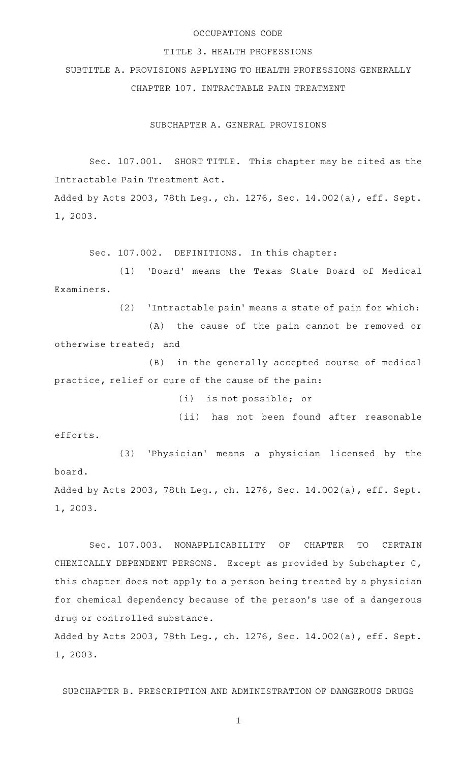# OCCUPATIONS CODE

## TITLE 3. HEALTH PROFESSIONS

## SUBTITLE A. PROVISIONS APPLYING TO HEALTH PROFESSIONS GENERALLY

## CHAPTER 107. INTRACTABLE PAIN TREATMENT

### SUBCHAPTER A. GENERAL PROVISIONS

Sec. 107.001. SHORT TITLE. This chapter may be cited as the Intractable Pain Treatment Act.

Added by Acts 2003, 78th Leg., ch. 1276, Sec. 14.002(a), eff. Sept. 1, 2003.

Sec. 107.002. DEFINITIONS. In this chapter:

(1) 'Board' means the Texas State Board of Medical Examiners.

(2) 'Intractable pain' means a state of pain for which:

(A) the cause of the pain cannot be removed or otherwise treated; and

(B) in the generally accepted course of medical practice, relief or cure of the cause of the pain:

(i) is not possible; or

(ii) has not been found after reasonable efforts.

(3) 'Physician' means a physician licensed by the board.

Added by Acts 2003, 78th Leg., ch. 1276, Sec. 14.002(a), eff. Sept. 1, 2003.

Sec. 107.003. NONAPPLICABILITY OF CHAPTER TO CERTAIN CHEMICALLY DEPENDENT PERSONS. Except as provided by Subchapter C, this chapter does not apply to a person being treated by a physician for chemical dependency because of the person's use of a dangerous drug or controlled substance.

Added by Acts 2003, 78th Leg., ch. 1276, Sec. 14.002(a), eff. Sept. 1, 2003.

### SUBCHAPTER B. PRESCRIPTION AND ADMINISTRATION OF DANGEROUS DRUGS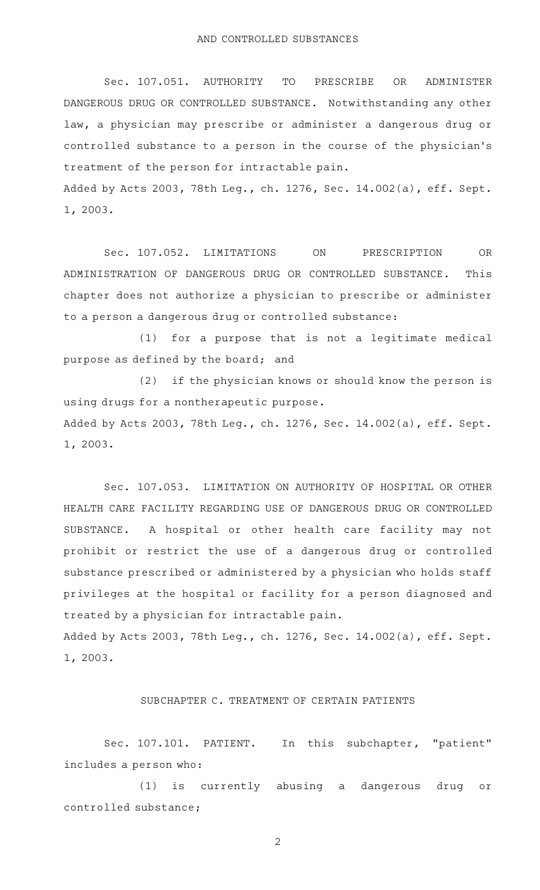AND CONTROLLED SUBSTANCES

Sec. 107.051. AUTHORITY TO PRESCRIBE OR ADMINISTER DANGEROUS DRUG OR CONTROLLED SUBSTANCE. Notwithstanding any other law, a physician may prescribe or administer a dangerous drug or controlled substance to a person in the course of the physician's treatment of the person for intractable pain.

Added by Acts 2003, 78th Leg., ch. 1276, Sec. 14.002(a), eff. Sept. 1, 2003.

Sec. 107.052. LIMITATIONS ON PRESCRIPTION OR ADMINISTRATION OF DANGEROUS DRUG OR CONTROLLED SUBSTANCE. This chapter does not authorize a physician to prescribe or administer to a person a dangerous drug or controlled substance:

(1) for a purpose that is not a legitimate medical purpose as defined by the board; and

(2) if the physician knows or should know the person is using drugs for a nontherapeutic purpose.

Added by Acts 2003, 78th Leg., ch. 1276, Sec. 14.002(a), eff. Sept. 1, 2003.

Sec. 107.053. LIMITATION ON AUTHORITY OF HOSPITAL OR OTHER HEALTH CARE FACILITY REGARDING USE OF DANGEROUS DRUG OR CONTROLLED SUBSTANCE. A hospital or other health care facility may not prohibit or restrict the use of a dangerous drug or controlled substance prescribed or administered by a physician who holds staff privileges at the hospital or facility for a person diagnosed and treated by a physician for intractable pain.

Added by Acts 2003, 78th Leg., ch. 1276, Sec. 14.002(a), eff. Sept. 1, 2003.

SUBCHAPTER C. TREATMENT OF CERTAIN PATIENTS

Sec. 107.101. PATIENT. In this subchapter, "patient" includes a person who:

(1) is currently abusing a dangerous drug or controlled substance;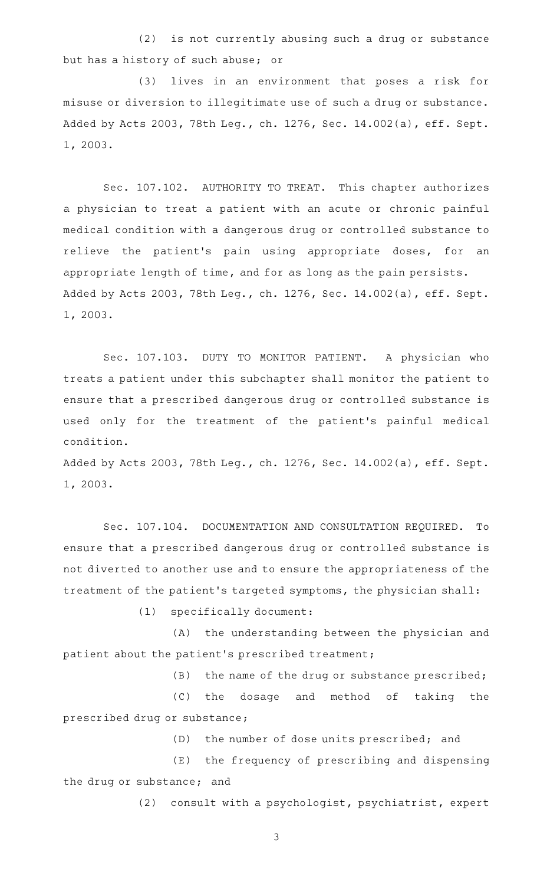(2) is not currently abusing such a drug or substance but has a history of such abuse; or

(3) lives in an environment that poses a risk for misuse or diversion to illegitimate use of such a drug or substance.

Added by Acts 2003, 78th Leg., ch. 1276, Sec. 14.002(a), eff. Sept. 1, 2003.

Sec. 107.102. AUTHORITY TO TREAT. This chapter authorizes a physician to treat a patient with an acute or chronic painful medical condition with a dangerous drug or controlled substance to relieve the patient's pain using appropriate doses, for an appropriate length of time, and for as long as the pain persists.

Added by Acts 2003, 78th Leg., ch. 1276, Sec. 14.002(a), eff. Sept. 1, 2003.

Sec. 107.103. DUTY TO MONITOR PATIENT. A physician who treats a patient under this subchapter shall monitor the patient to ensure that a prescribed dangerous drug or controlled substance is used only for the treatment of the patient's painful medical condition.

Added by Acts 2003, 78th Leg., ch. 1276, Sec. 14.002(a), eff. Sept. 1, 2003.

Sec. 107.104. DOCUMENTATION AND CONSULTATION REQUIRED. To ensure that a prescribed dangerous drug or controlled substance is not diverted to another use and to ensure the appropriateness of the treatment of the patient's targeted symptoms, the physician shall:

(1) specifically document:

(A) the understanding between the physician and patient about the patient's prescribed treatment;

(B) the name of the drug or substance prescribed;

(C) the dosage and method of taking the prescribed drug or substance;

(D) the number of dose units prescribed; and

(E) the frequency of prescribing and dispensing the drug or substance; and

(2) consult with a psychologist, psychiatrist, expert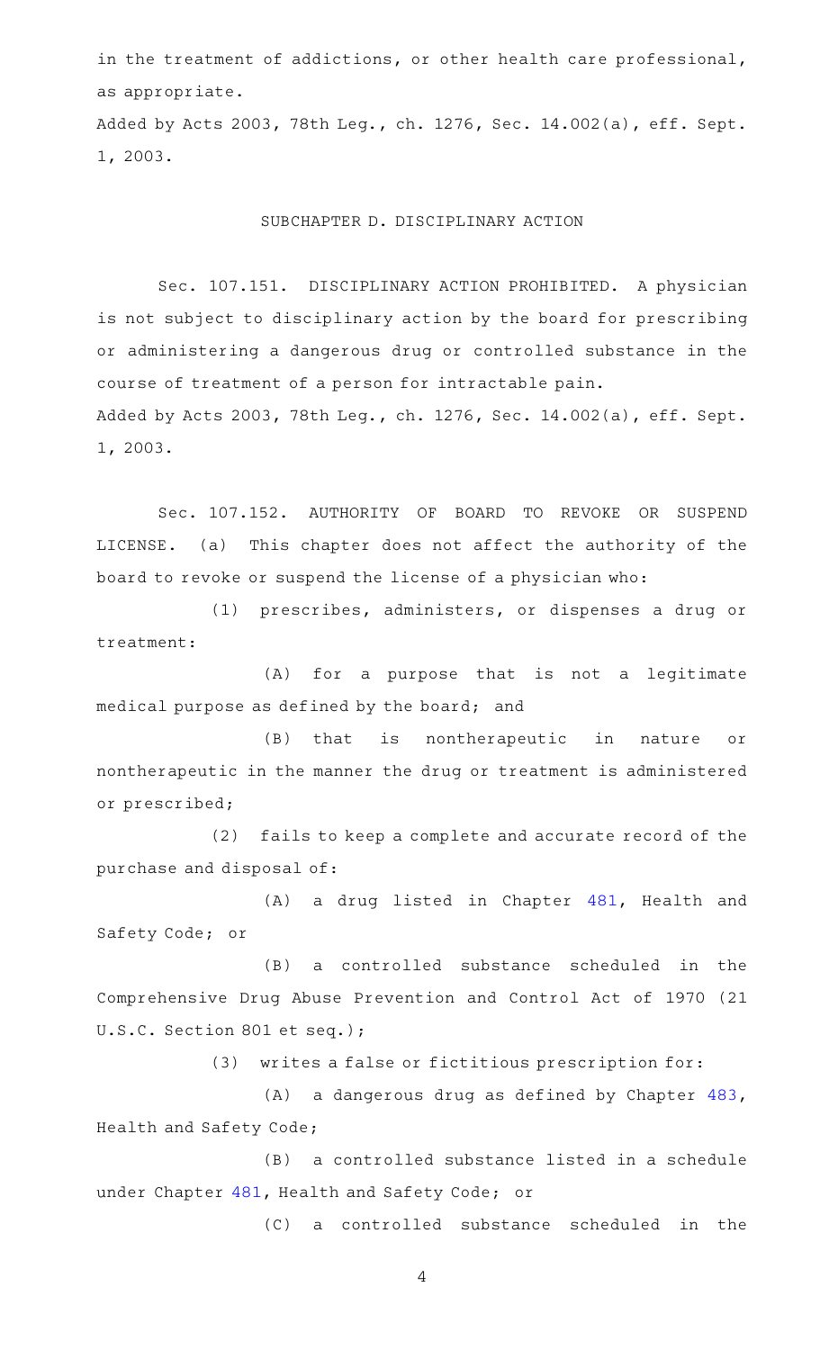in the treatment of addictions, or other health care professional, as appropriate.

Added by Acts 2003, 78th Leg., ch. 1276, Sec. 14.002(a), eff. Sept. 1, 2003.

## SUBCHAPTER D. DISCIPLINARY ACTION

Sec. 107.151. DISCIPLINARY ACTION PROHIBITED. A physician is not subject to disciplinary action by the board for prescribing or administering a dangerous drug or controlled substance in the course of treatment of a person for intractable pain.

Added by Acts 2003, 78th Leg., ch. 1276, Sec. 14.002(a), eff. Sept. 1, 2003.

Sec. 107.152. AUTHORITY OF BOARD TO REVOKE OR SUSPEND LICENSE. (a) This chapter does not affect the authority of the board to revoke or suspend the license of a physician who:

(1) prescribes, administers, or dispenses a drug or treatment:

(A) for a purpose that is not a legitimate medical purpose as defined by the board; and

(B) that is nontherapeutic in nature or nontherapeutic in the manner the drug or treatment is administered or prescribed;

(2) fails to keep a complete and accurate record of the purchase and disposal of:

(A) a drug listed in Chapter 481, Health and Safety Code; or

(B) a controlled substance scheduled in the Comprehensive Drug Abuse Prevention and Control Act of 1970 (21 U.S.C. Section 801 et seq.);

(3) writes a false or fictitious prescription for:

(A) a dangerous drug as defined by Chapter 483, Health and Safety Code;

(B) a controlled substance listed in a schedule under Chapter 481, Health and Safety Code; or

(C) a controlled substance scheduled in the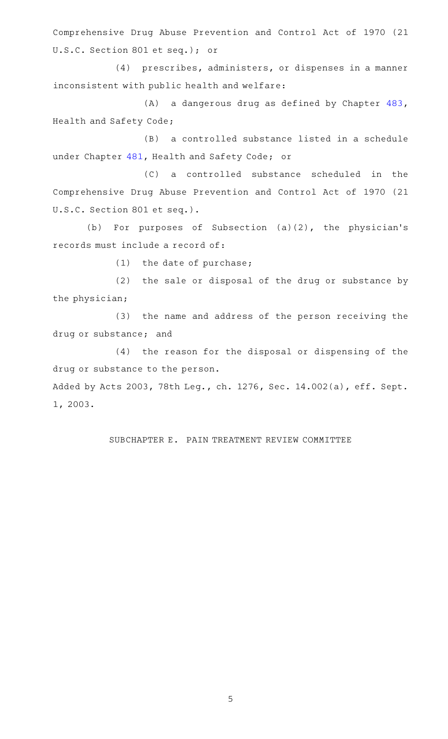Comprehensive Drug Abuse Prevention and Control Act of 1970 (21 U.S.C. Section 801 et seq.); or

(4) prescribes, administers, or dispenses in a manner inconsistent with public health and welfare:

(A) a dangerous drug as defined by Chapter 483, Health and Safety Code;

(B) a controlled substance listed in a schedule under Chapter 481, Health and Safety Code; or

(C) a controlled substance scheduled in the Comprehensive Drug Abuse Prevention and Control Act of 1970 (21 U.S.C. Section 801 et seq.).

(b) For purposes of Subsection (a)(2), the physician's records must include a record of:

(1) the date of purchase;

(2) the sale or disposal of the drug or substance by the physician;

(3) the name and address of the person receiving the drug or substance; and

(4) the reason for the disposal or dispensing of the drug or substance to the person.

Added by Acts 2003, 78th Leg., ch. 1276, Sec. 14.002(a), eff. Sept. 1, 2003.

SUBCHAPTER E. PAIN TREATMENT REVIEW COMMITTEE